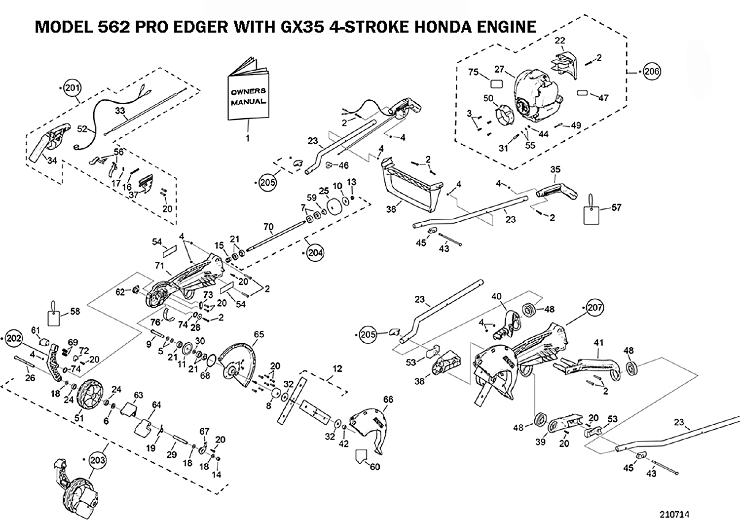# MODEL 562 PRO EDGER WITH GX35 4-STROKE HONDA ENGINE

210714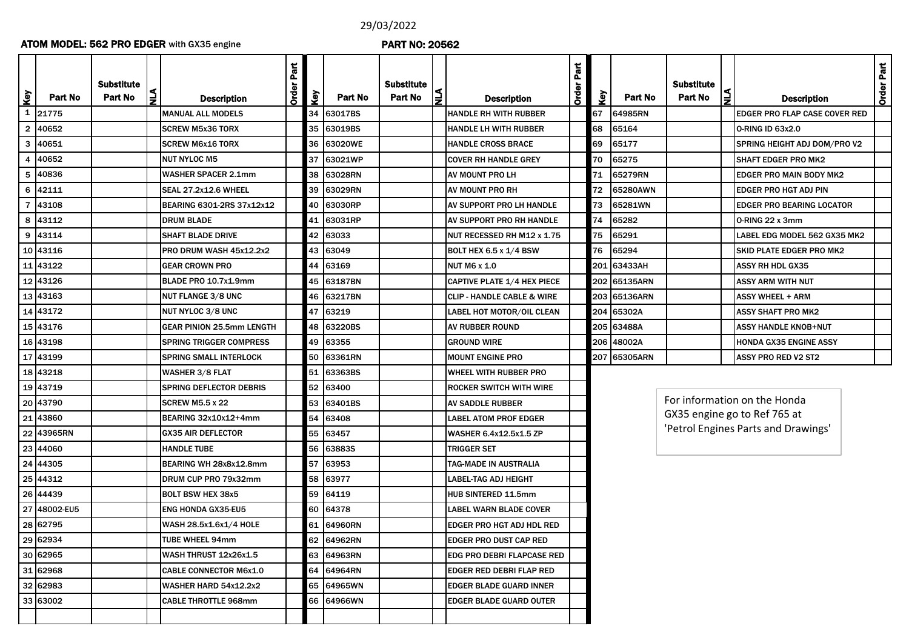29/03/2022

**ATOM MODEL: 562 PRO EDGER** with GX35 engine

**PART NO: 20562**

| Key | Part No | Substitute Part No | NLA | Description | Order Part | Key | Part No | Substitute Part No | NLA | Description | Order Part | Key | Part No | Substitute Part No | NLA | Description | Order Part |
|---|---|---|---|---|---|---|---|---|---|---|---|---|---|---|---|---|---|
| 1 | 21775 | | | MANUAL ALL MODELS | | 34 | 63017BS | | | HANDLE RH WITH RUBBER | | 67 | 64985RN | | | EDGER PRO FLAP CASE COVER RED | |
| 2 | 40652 | | | SCREW M5x36 TORX | | 35 | 63019BS | | | HANDLE LH WITH RUBBER | | 68 | 65164 | | | O-RING ID 63x2.0 | |
| 3 | 40651 | | | SCREW M6x16 TORX | | 36 | 63020WE | | | HANDLE CROSS BRACE | | 69 | 65177 | | | SPRING HEIGHT ADJ DOM/PRO V2 | |
| 4 | 40652 | | | NUT NYLOC M5 | | 37 | 63021WP | | | COVER RH HANDLE GREY | | 70 | 65275 | | | SHAFT EDGER PRO MK2 | |
| 5 | 40836 | | | WASHER SPACER 2.1mm | | 38 | 63028RN | | | AV MOUNT PRO LH | | 71 | 65279RN | | | EDGER PRO MAIN BODY MK2 | |
| 6 | 42111 | | | SEAL 27.2x12.6 WHEEL | | 39 | 63029RN | | | AV MOUNT PRO RH | | 72 | 65280AWN | | | EDGER PRO HGT ADJ PIN | |
| 7 | 43108 | | | BEARING 6301-2RS 37x12x12 | | 40 | 63030RP | | | AV SUPPORT PRO LH HANDLE | | 73 | 65281WN | | | EDGER PRO BEARING LOCATOR | |
| 8 | 43112 | | | DRUM BLADE | | 41 | 63031RP | | | AV SUPPORT PRO RH HANDLE | | 74 | 65282 | | | O-RING 22 x 3mm | |
| 9 | 43114 | | | SHAFT BLADE DRIVE | | 42 | 63033 | | | NUT RECESSED RH M12 x 1.75 | | 75 | 65291 | | | LABEL EDG MODEL 562 GX35 MK2 | |
| 10 | 43116 | | | PRO DRUM WASH 45x12.2x2 | | 43 | 63049 | | | BOLT HEX 6.5 x 1/4 BSW | | 76 | 65294 | | | SKID PLATE EDGER PRO MK2 | |
| 11 | 43122 | | | GEAR CROWN PRO | | 44 | 63169 | | | NUT M6 x 1.0 | | 201 | 63433AH | | | ASSY RH HDL GX35 | |
| 12 | 43126 | | | BLADE PRO 10.7x1.9mm | | 45 | 63187BN | | | CAPTIVE PLATE 1/4 HEX PIECE | | 202 | 65135ARN | | | ASSY ARM WITH NUT | |
| 13 | 43163 | | | NUT FLANGE 3/8 UNC | | 46 | 63217BN | | | CLIP - HANDLE CABLE & WIRE | | 203 | 65136ARN | | | ASSY WHEEL + ARM | |
| 14 | 43172 | | | NUT NYLOC 3/8 UNC | | 47 | 63219 | | | LABEL HOT MOTOR/OIL CLEAN | | 204 | 65302A | | | ASSY SHAFT PRO MK2 | |
| 15 | 43176 | | | GEAR PINION 25.5mm LENGTH | | 48 | 63220BS | | | AV RUBBER ROUND | | 205 | 63488A | | | ASSY HANDLE KNOB+NUT | |
| 16 | 43198 | | | SPRING TRIGGER COMPRESS | | 49 | 63355 | | | GROUND WIRE | | 206 | 48002A | | | HONDA GX35 ENGINE ASSY | |
| 17 | 43199 | | | SPRING SMALL INTERLOCK | | 50 | 63361RN | | | MOUNT ENGINE PRO | | 207 | 65305ARN | | | ASSY PRO RED V2 ST2 | |
| 18 | 43218 | | | WASHER 3/8 FLAT | | 51 | 63363BS | | | WHEEL WITH RUBBER PRO | | | | | | | |
| 19 | 43719 | | | SPRING DEFLECTOR DEBRIS | | 52 | 63400 | | | ROCKER SWITCH WITH WIRE | | | | | | | |
| 20 | 43790 | | | SCREW M5.5 x 22 | | 53 | 63401BS | | | AV SADDLE RUBBER | | | | | | | |
| 21 | 43860 | | | BEARING 32x10x12+4mm | | 54 | 63408 | | | LABEL ATOM PROF EDGER | | | | | | | |
| 22 | 43965RN | | | GX35 AIR DEFLECTOR | | 55 | 63457 | | | WASHER 6.4x12.5x1.5 ZP | | | | | | | |
| 23 | 44060 | | | HANDLE TUBE | | 56 | 63883S | | | TRIGGER SET | | | | | | | |
| 24 | 44305 | | | BEARING WH 28x8x12.8mm | | 57 | 63953 | | | TAG-MADE IN AUSTRALIA | | | | | | | |
| 25 | 44312 | | | DRUM CUP PRO 79x32mm | | 58 | 63977 | | | LABEL-TAG ADJ HEIGHT | | | | | | | |
| 26 | 44439 | | | BOLT BSW HEX 38x5 | | 59 | 64119 | | | HUB SINTERED 11.5mm | | | | | | | |
| 27 | 48002-EU5 | | | ENG HONDA GX35-EU5 | | 60 | 64378 | | | LABEL WARN BLADE COVER | | | | | | | |
| 28 | 62795 | | | WASH 28.5x1.6x1/4 HOLE | | 61 | 64960RN | | | EDGER PRO HGT ADJ HDL RED | | | | | | | |
| 29 | 62934 | | | TUBE WHEEL 94mm | | 62 | 64962RN | | | EDGER PRO DUST CAP RED | | | | | | | |
| 30 | 62965 | | | WASH THRUST 12x26x1.5 | | 63 | 64963RN | | | EDG PRO DEBRI FLAPCASE RED | | | | | | | |
| 31 | 62968 | | | CABLE CONNECTOR M6x1.0 | | 64 | 64964RN | | | EDGER RED DEBRI FLAP RED | | | | | | | |
| 32 | 62983 | | | WASHER HARD 54x12.2x2 | | 65 | 64965WN | | | EDGER BLADE GUARD INNER | | | | | | | |
| 33 | 63002 | | | CABLE THROTTLE 968mm | | 66 | 64966WN | | | EDGER BLADE GUARD OUTER | | | | | | | |

For information on the Honda GX35 engine go to Ref 765 at 'Petrol Engines Parts and Drawings'